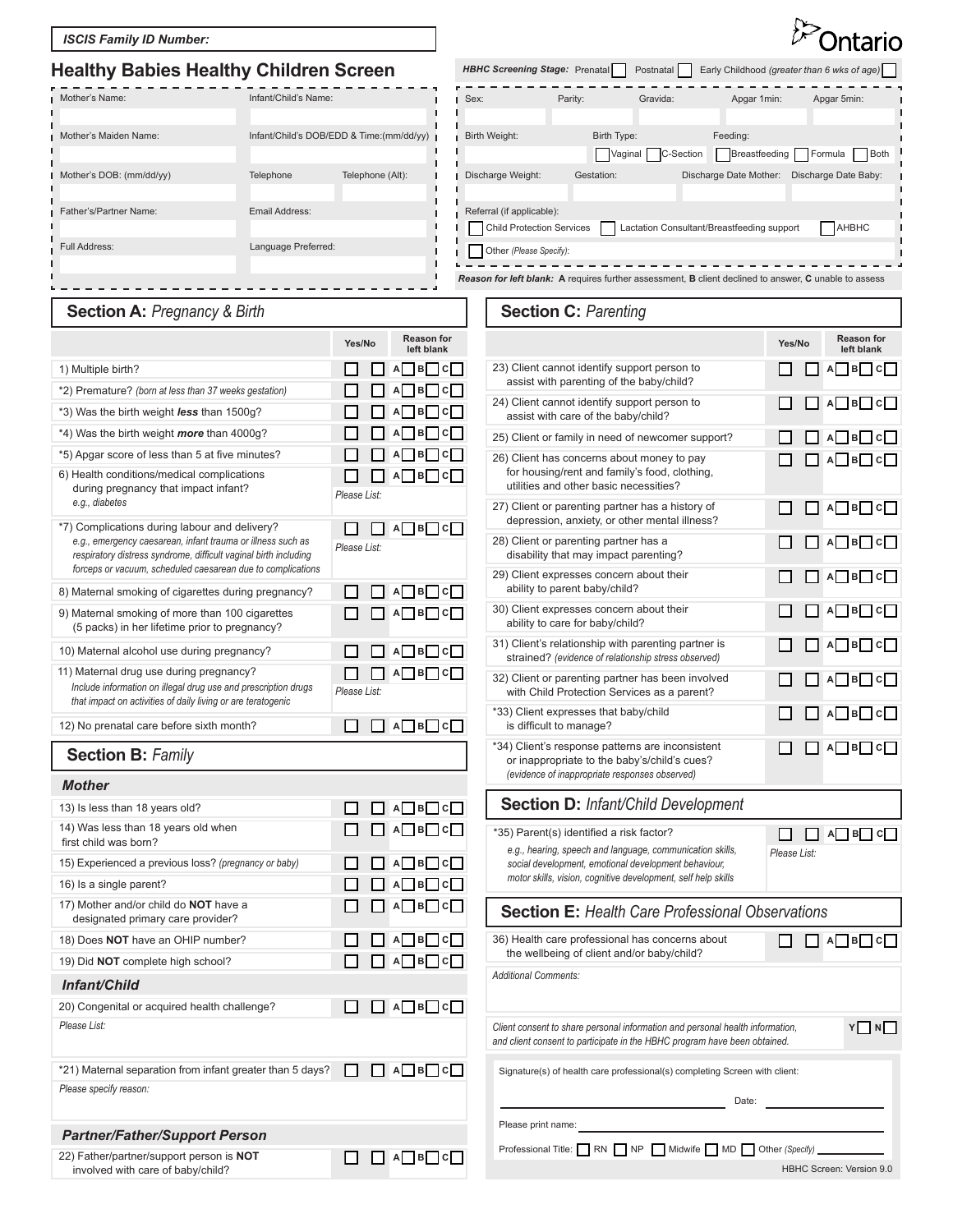**ISCIS Family ID Number:**

Ontario

# Healthy Babies Healthy Children Screen

**HBHC Screening Stage:** Prenatal ☐ Postnatal ☐ Early Childhood *(greater than 6 wks of age)* ☐

| Mother's Name: | Infant/Child's Name: | |
|---|---|---|
| Mother's Maiden Name: | Infant/Child's DOB/EDD & Time:(mm/dd/yy) | |
| Mother's DOB: (mm/dd/yy) | Telephone | Telephone (Alt): |
| Father's/Partner Name: | Email Address: | |
| Full Address: | Language Preferred: | |

| Sex: | Parity: | Gravida: | Apgar 1min: | Apgar 5min: |
|---|---|---|---|---|
| Birth Weight: | Birth Type: ☐ Vaginal ☐ C-Section | Feeding: ☐ Breastfeeding ☐ Formula ☐ Both | | |
| Discharge Weight: | Gestation: | Discharge Date Mother: | Discharge Date Baby: | |

Referral (if applicable):
☐ Child Protection Services ☐ Lactation Consultant/Breastfeeding support ☐ AHBHC
☐ Other *(Please Specify)*:

***Reason for left blank:*** **A** requires further assessment, **B** client declined to answer, **C** unable to assess

## Section A: *Pregnancy & Birth*

| | Yes/No | Reason for left blank |
|---|---|---|
| 1) Multiple birth? | ☐ ☐ | A☐ B☐ C☐ |
| *2) Premature? *(born at less than 37 weeks gestation)* | ☐ ☐ | A☐ B☐ C☐ |
| *3) Was the birth weight ***less*** than 1500g? | ☐ ☐ | A☐ B☐ C☐ |
| *4) Was the birth weight ***more*** than 4000g? | ☐ ☐ | A☐ B☐ C☐ |
| *5) Apgar score of less than 5 at five minutes? | ☐ ☐ | A☐ B☐ C☐ |
| 6) Health conditions/medical complications during pregnancy that impact infant? *e.g., diabetes* | ☐ ☐ *Please List:* | A☐ B☐ C☐ |
| *7) Complications during labour and delivery? *e.g., emergency caesarean, infant trauma or illness such as respiratory distress syndrome, difficult vaginal birth including forceps or vacuum, scheduled caesarean due to complications* | ☐ ☐ *Please List:* | A☐ B☐ C☐ |
| 8) Maternal smoking of cigarettes during pregnancy? | ☐ ☐ | A☐ B☐ C☐ |
| 9) Maternal smoking of more than 100 cigarettes (5 packs) in her lifetime prior to pregnancy? | ☐ ☐ | A☐ B☐ C☐ |
| 10) Maternal alcohol use during pregnancy? | ☐ ☐ | A☐ B☐ C☐ |
| 11) Maternal drug use during pregnancy? *Include information on illegal drug use and prescription drugs that impact on activities of daily living or are teratogenic* | ☐ ☐ *Please List:* | A☐ B☐ C☐ |
| 12) No prenatal care before sixth month? | ☐ ☐ | A☐ B☐ C☐ |

## Section B: *Family*

### *Mother*

| | Yes/No | Reason for left blank |
|---|---|---|
| 13) Is less than 18 years old? | ☐ ☐ | A☐ B☐ C☐ |
| 14) Was less than 18 years old when first child was born? | ☐ ☐ | A☐ B☐ C☐ |
| 15) Experienced a previous loss? *(pregnancy or baby)* | ☐ ☐ | A☐ B☐ C☐ |
| 16) Is a single parent? | ☐ ☐ | A☐ B☐ C☐ |
| 17) Mother and/or child do **NOT** have a designated primary care provider? | ☐ ☐ | A☐ B☐ C☐ |
| 18) Does **NOT** have an OHIP number? | ☐ ☐ | A☐ B☐ C☐ |
| 19) Did **NOT** complete high school? | ☐ ☐ | A☐ B☐ C☐ |

### *Infant/Child*

| | Yes/No | Reason for left blank |
|---|---|---|
| 20) Congenital or acquired health challenge? *Please List:* | ☐ ☐ | A☐ B☐ C☐ |
| *21) Maternal separation from infant greater than 5 days? *Please specify reason:* | ☐ ☐ | A☐ B☐ C☐ |

### *Partner/Father/Support Person*

| | Yes/No | Reason for left blank |
|---|---|---|
| 22) Father/partner/support person is **NOT** involved with care of baby/child? | ☐ ☐ | A☐ B☐ C☐ |

## Section C: *Parenting*

| | Yes/No | Reason for left blank |
|---|---|---|
| 23) Client cannot identify support person to assist with parenting of the baby/child? | ☐ ☐ | A☐ B☐ C☐ |
| 24) Client cannot identify support person to assist with care of the baby/child? | ☐ ☐ | A☐ B☐ C☐ |
| 25) Client or family in need of newcomer support? | ☐ ☐ | A☐ B☐ C☐ |
| 26) Client has concerns about money to pay for housing/rent and family's food, clothing, utilities and other basic necessities? | ☐ ☐ | A☐ B☐ C☐ |
| 27) Client or parenting partner has a history of depression, anxiety, or other mental illness? | ☐ ☐ | A☐ B☐ C☐ |
| 28) Client or parenting partner has a disability that may impact parenting? | ☐ ☐ | A☐ B☐ C☐ |
| 29) Client expresses concern about their ability to parent baby/child? | ☐ ☐ | A☐ B☐ C☐ |
| 30) Client expresses concern about their ability to care for baby/child? | ☐ ☐ | A☐ B☐ C☐ |
| 31) Client's relationship with parenting partner is strained? *(evidence of relationship stress observed)* | ☐ ☐ | A☐ B☐ C☐ |
| 32) Client or parenting partner has been involved with Child Protection Services as a parent? | ☐ ☐ | A☐ B☐ C☐ |
| *33) Client expresses that baby/child is difficult to manage? | ☐ ☐ | A☐ B☐ C☐ |
| *34) Client's response patterns are inconsistent or inappropriate to the baby's/child's cues? *(evidence of inappropriate responses observed)* | ☐ ☐ | A☐ B☐ C☐ |

## Section D: *Infant/Child Development*

| | Yes/No | Reason for left blank |
|---|---|---|
| *35) Parent(s) identified a risk factor? *e.g., hearing, speech and language, communication skills, social development, emotional development behaviour, motor skills, vision, cognitive development, self help skills* | ☐ ☐ *Please List:* | A☐ B☐ C☐ |

## Section E: *Health Care Professional Observations*

| | Yes/No | Reason for left blank |
|---|---|---|
| 36) Health care professional has concerns about the wellbeing of client and/or baby/child? | ☐ ☐ | A☐ B☐ C☐ |

*Additional Comments:*

*Client consent to share personal information and personal health information, and client consent to participate in the HBHC program have been obtained.* Y☐ N☐

Signature(s) of health care professional(s) completing Screen with client:

Date:

Please print name:

Professional Title: ☐ RN ☐ NP ☐ Midwife ☐ MD ☐ Other *(Specify)*

HBHC Screen: Version 9.0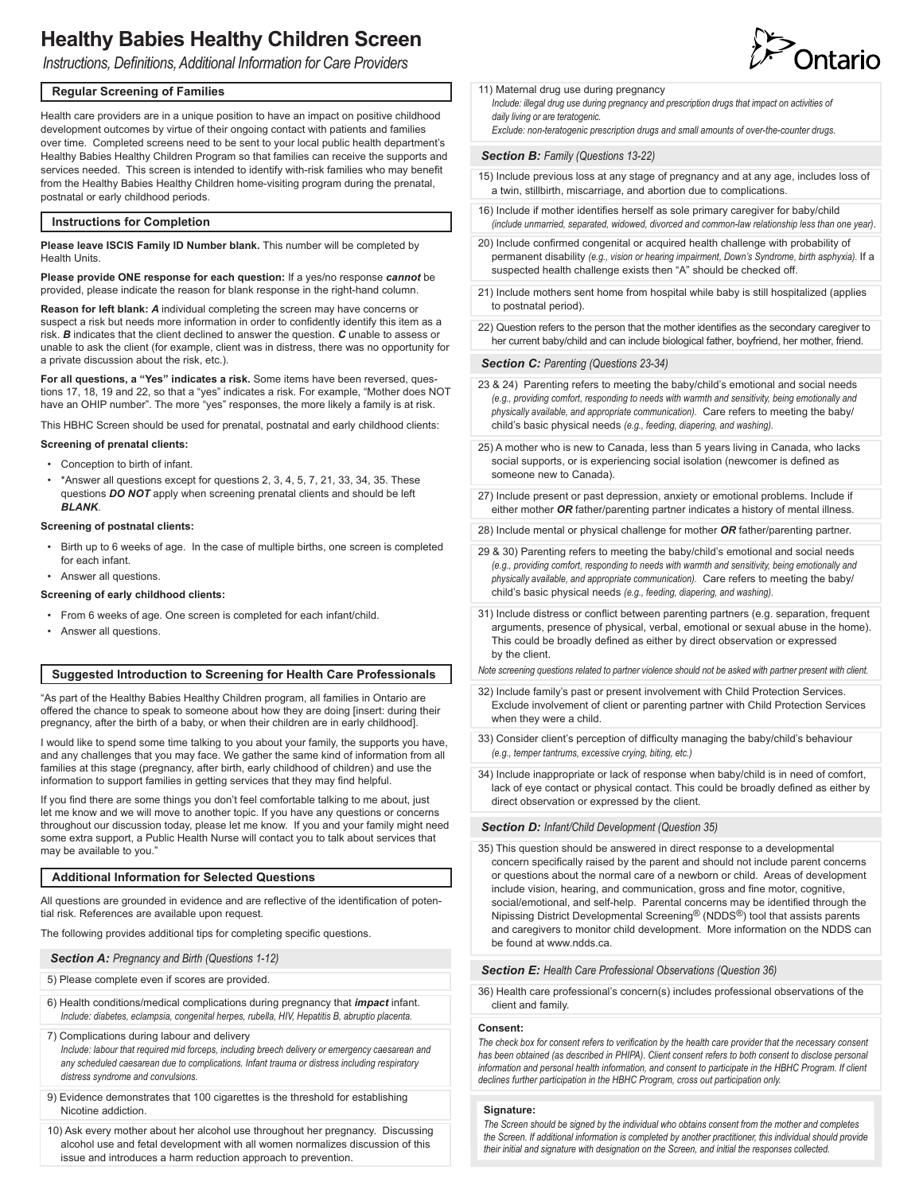# Healthy Babies Healthy Children Screen

*Instructions, Definitions, Additional Information for Care Providers*

Ontario

## Regular Screening of Families

Health care providers are in a unique position to have an impact on positive childhood development outcomes by virtue of their ongoing contact with patients and families over time. Completed screens need to be sent to your local public health department's Healthy Babies Healthy Children Program so that families can receive the supports and services needed. This screen is intended to identify with-risk families who may benefit from the Healthy Babies Healthy Children home-visiting program during the prenatal, postnatal or early childhood periods.

## Instructions for Completion

**Please leave ISCIS Family ID Number blank.** This number will be completed by Health Units.

**Please provide ONE response for each question:** If a yes/no response ***cannot*** be provided, please indicate the reason for blank response in the right-hand column.

**Reason for left blank: *A*** individual completing the screen may have concerns or suspect a risk but needs more information in order to confidently identify this item as a risk. ***B*** indicates that the client declined to answer the question. ***C*** unable to assess or unable to ask the client (for example, client was in distress, there was no opportunity for a private discussion about the risk, etc.).

**For all questions, a "Yes" indicates a risk.** Some items have been reversed, questions 17, 18, 19 and 22, so that a "yes" indicates a risk. For example, "Mother does NOT have an OHIP number". The more "yes" responses, the more likely a family is at risk.

This HBHC Screen should be used for prenatal, postnatal and early childhood clients:

**Screening of prenatal clients:**

- Conception to birth of infant.
- *Answer all questions except for questions 2, 3, 4, 5, 7, 21, 33, 34, 35. These questions ***DO NOT*** apply when screening prenatal clients and should be left ***BLANK***.

**Screening of postnatal clients:**

- Birth up to 6 weeks of age. In the case of multiple births, one screen is completed for each infant.
- Answer all questions.

**Screening of early childhood clients:**

- From 6 weeks of age. One screen is completed for each infant/child.
- Answer all questions.

## Suggested Introduction to Screening for Health Care Professionals

"As part of the Healthy Babies Healthy Children program, all families in Ontario are offered the chance to speak to someone about how they are doing [insert: during their pregnancy, after the birth of a baby, or when their children are in early childhood].

I would like to spend some time talking to you about your family, the supports you have, and any challenges that you may face. We gather the same kind of information from all families at this stage (pregnancy, after birth, early childhood of children) and use the information to support families in getting services that they may find helpful.

If you find there are some things you don't feel comfortable talking to me about, just let me know and we will move to another topic. If you have any questions or concerns throughout our discussion today, please let me know. If you and your family might need some extra support, a Public Health Nurse will contact you to talk about services that may be available to you."

## Additional Information for Selected Questions

All questions are grounded in evidence and are reflective of the identification of potential risk. References are available upon request.

The following provides additional tips for completing specific questions.

### *Section A:* Pregnancy and Birth (Questions 1-12)

5) Please complete even if scores are provided.

6) Health conditions/medical complications during pregnancy that ***impact*** infant. *Include: diabetes, eclampsia, congenital herpes, rubella, HIV, Hepatitis B, abruptio placenta.*

7) Complications during labour and delivery *Include: labour that required mid forceps, including breech delivery or emergency caesarean and any scheduled caesarean due to complications. Infant trauma or distress including respiratory distress syndrome and convulsions.*

9) Evidence demonstrates that 100 cigarettes is the threshold for establishing Nicotine addiction.

10) Ask every mother about her alcohol use throughout her pregnancy. Discussing alcohol use and fetal development with all women normalizes discussion of this issue and introduces a harm reduction approach to prevention.

11) Maternal drug use during pregnancy *Include: illegal drug use during pregnancy and prescription drugs that impact on activities of daily living or are teratogenic. Exclude: non-teratogenic prescription drugs and small amounts of over-the-counter drugs.*

### *Section B:* Family (Questions 13-22)

15) Include previous loss at any stage of pregnancy and at any age, includes loss of a twin, stillbirth, miscarriage, and abortion due to complications.

16) Include if mother identifies herself as sole primary caregiver for baby/child *(include unmarried, separated, widowed, divorced and common-law relationship less than one year)*.

20) Include confirmed congenital or acquired health challenge with probability of permanent disability *(e.g., vision or hearing impairment, Down's Syndrome, birth asphyxia)*. If a suspected health challenge exists then "A" should be checked off.

21) Include mothers sent home from hospital while baby is still hospitalized (applies to postnatal period).

22) Question refers to the person that the mother identifies as the secondary caregiver to her current baby/child and can include biological father, boyfriend, her mother, friend.

### *Section C:* Parenting (Questions 23-34)

23 & 24) Parenting refers to meeting the baby/child's emotional and social needs *(e.g., providing comfort, responding to needs with warmth and sensitivity, being emotionally and physically available, and appropriate communication).* Care refers to meeting the baby/child's basic physical needs *(e.g., feeding, diapering, and washing).*

25) A mother who is new to Canada, less than 5 years living in Canada, who lacks social supports, or is experiencing social isolation (newcomer is defined as someone new to Canada).

27) Include present or past depression, anxiety or emotional problems. Include if either mother ***OR*** father/parenting partner indicates a history of mental illness.

28) Include mental or physical challenge for mother ***OR*** father/parenting partner.

29 & 30) Parenting refers to meeting the baby/child's emotional and social needs *(e.g., providing comfort, responding to needs with warmth and sensitivity, being emotionally and physically available, and appropriate communication).* Care refers to meeting the baby/child's basic physical needs *(e.g., feeding, diapering, and washing).*

31) Include distress or conflict between parenting partners (e.g. separation, frequent arguments, presence of physical, verbal, emotional or sexual abuse in the home). This could be broadly defined as either by direct observation or expressed by the client.

*Note screening questions related to partner violence should not be asked with partner present with client.*

32) Include family's past or present involvement with Child Protection Services. Exclude involvement of client or parenting partner with Child Protection Services when they were a child.

33) Consider client's perception of difficulty managing the baby/child's behaviour *(e.g., temper tantrums, excessive crying, biting, etc.)*

34) Include inappropriate or lack of response when baby/child is in need of comfort, lack of eye contact or physical contact. This could be broadly defined as either by direct observation or expressed by the client.

### *Section D:* Infant/Child Development (Question 35)

35) This question should be answered in direct response to a developmental concern specifically raised by the parent and should not include parent concerns or questions about the normal care of a newborn or child. Areas of development include vision, hearing, and communication, gross and fine motor, cognitive, social/emotional, and self-help. Parental concerns may be identified through the Nipissing District Developmental Screening® (NDDS®) tool that assists parents and caregivers to monitor child development. More information on the NDDS can be found at www.ndds.ca.

### *Section E:* Health Care Professional Observations (Question 36)

36) Health care professional's concern(s) includes professional observations of the client and family.

**Consent:**

*The check box for consent refers to verification by the health care provider that the necessary consent has been obtained (as described in PHIPA). Client consent refers to both consent to disclose personal information and personal health information, and consent to participate in the HBHC Program. If client declines further participation in the HBHC Program, cross out participation only.*

**Signature:**

*The Screen should be signed by the individual who obtains consent from the mother and completes the Screen. If additional information is completed by another practitioner, this individual should provide their initial and signature with designation on the Screen, and initial the responses collected.*